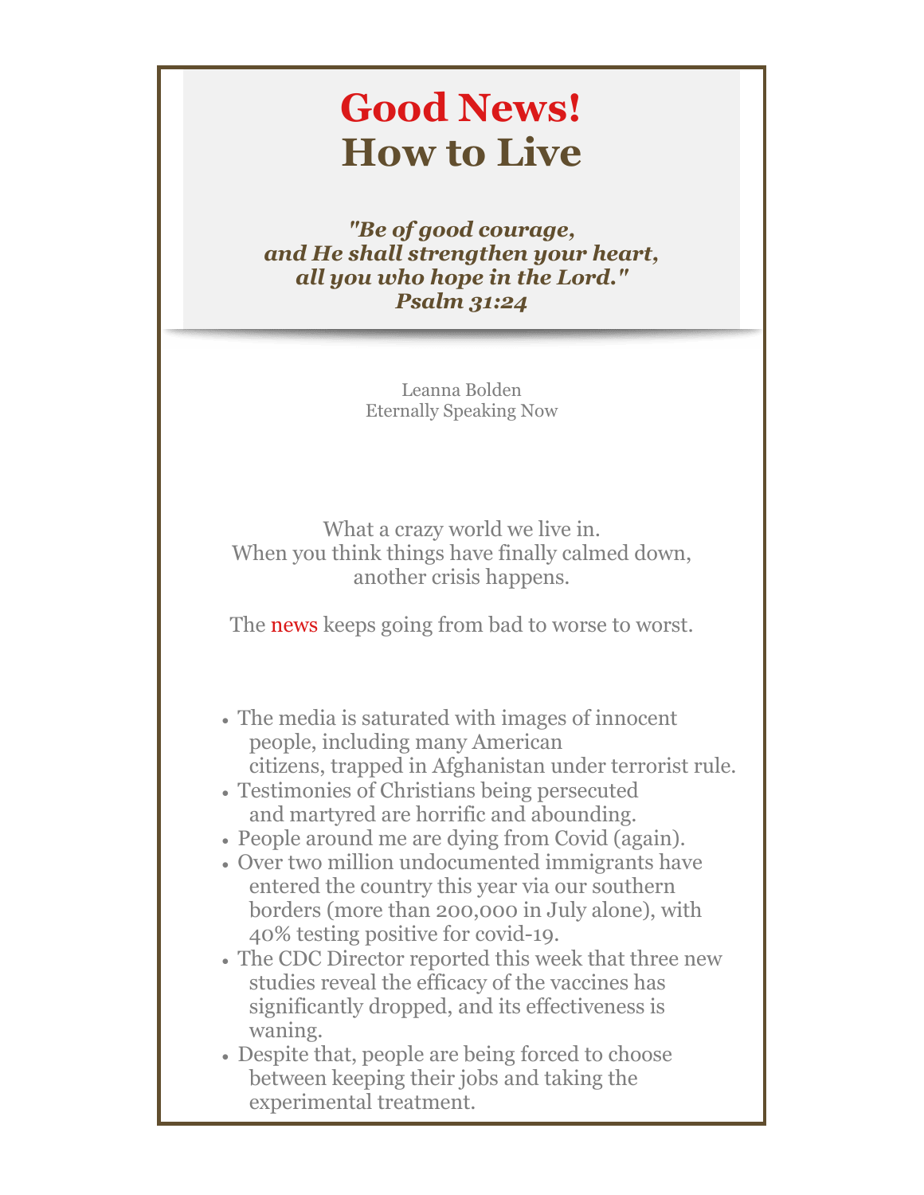# Good News!
# How to Live

***"Be of good courage,
and He shall strengthen your heart,
all you who hope in the Lord."
Psalm 31:24***

Leanna Bolden
Eternally Speaking Now

What a crazy world we live in.
When you think things have finally calmed down,
another crisis happens.

The news keeps going from bad to worse to worst.

- The media is saturated with images of innocent people, including many American citizens, trapped in Afghanistan under terrorist rule.
- Testimonies of Christians being persecuted and martyred are horrific and abounding.
- People around me are dying from Covid (again).
- Over two million undocumented immigrants have entered the country this year via our southern borders (more than 200,000 in July alone), with 40% testing positive for covid-19.
- The CDC Director reported this week that three new studies reveal the efficacy of the vaccines has significantly dropped, and its effectiveness is waning.
- Despite that, people are being forced to choose between keeping their jobs and taking the experimental treatment.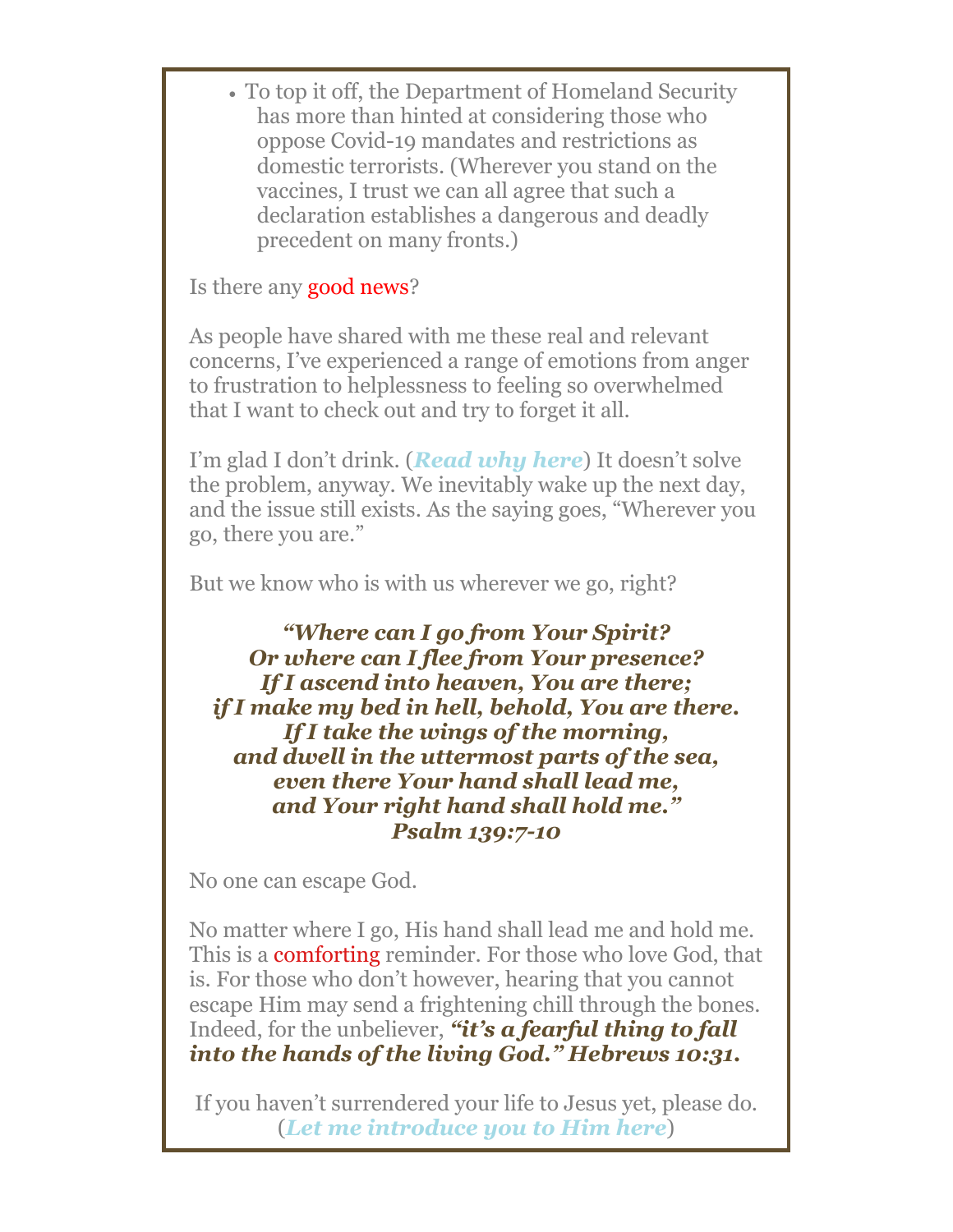- To top it off, the Department of Homeland Security has more than hinted at considering those who oppose Covid-19 mandates and restrictions as domestic terrorists. (Wherever you stand on the vaccines, I trust we can all agree that such a declaration establishes a dangerous and deadly precedent on many fronts.)

Is there any good news?

As people have shared with me these real and relevant concerns, I've experienced a range of emotions from anger to frustration to helplessness to feeling so overwhelmed that I want to check out and try to forget it all.

I'm glad I don't drink. (***Read why here***) It doesn't solve the problem, anyway. We inevitably wake up the next day, and the issue still exists. As the saying goes, "Wherever you go, there you are."

But we know who is with us wherever we go, right?

***"Where can I go from Your Spirit?***
***Or where can I flee from Your presence?***
***If I ascend into heaven, You are there;***
***if I make my bed in hell, behold, You are there.***
***If I take the wings of the morning,***
***and dwell in the uttermost parts of the sea,***
***even there Your hand shall lead me,***
***and Your right hand shall hold me."***
***Psalm 139:7-10***

No one can escape God.

No matter where I go, His hand shall lead me and hold me. This is a comforting reminder. For those who love God, that is. For those who don't however, hearing that you cannot escape Him may send a frightening chill through the bones. Indeed, for the unbeliever, ***"it's a fearful thing to fall into the hands of the living God." Hebrews 10:31.***

If you haven't surrendered your life to Jesus yet, please do. (***Let me introduce you to Him here***)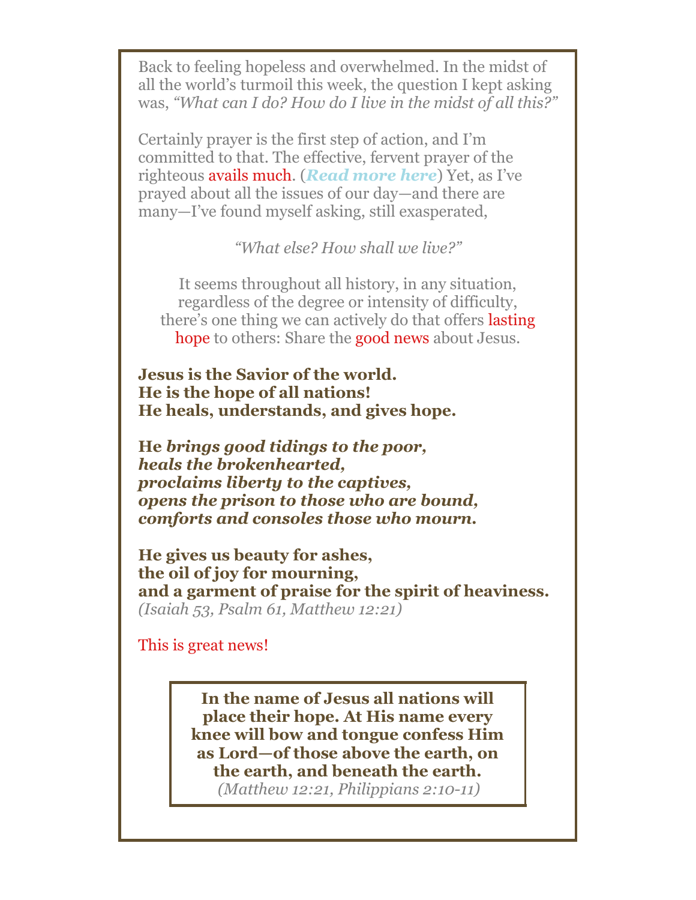Back to feeling hopeless and overwhelmed. In the midst of all the world's turmoil this week, the question I kept asking was, *"What can I do? How do I live in the midst of all this?"*

Certainly prayer is the first step of action, and I'm committed to that. The effective, fervent prayer of the righteous avails much. (***Read more here***) Yet, as I've prayed about all the issues of our day—and there are many—I've found myself asking, still exasperated,

*"What else? How shall we live?"*

It seems throughout all history, in any situation, regardless of the degree or intensity of difficulty, there's one thing we can actively do that offers lasting hope to others: Share the good news about Jesus.

**Jesus is the Savior of the world.**
**He is the hope of all nations!**
**He heals, understands, and gives hope.**

**He *brings good tidings to the poor,***
***heals the brokenhearted,***
***proclaims liberty to the captives,***
***opens the prison to those who are bound,***
***comforts and consoles those who mourn.***

**He gives us beauty for ashes,**
**the oil of joy for mourning,**
**and a garment of praise for the spirit of heaviness.**
*(Isaiah 53, Psalm 61, Matthew 12:21)*

This is great news!

> **In the name of Jesus all nations will place their hope. At His name every knee will bow and tongue confess Him as Lord—of those above the earth, on the earth, and beneath the earth.**
> *(Matthew 12:21, Philippians 2:10-11)*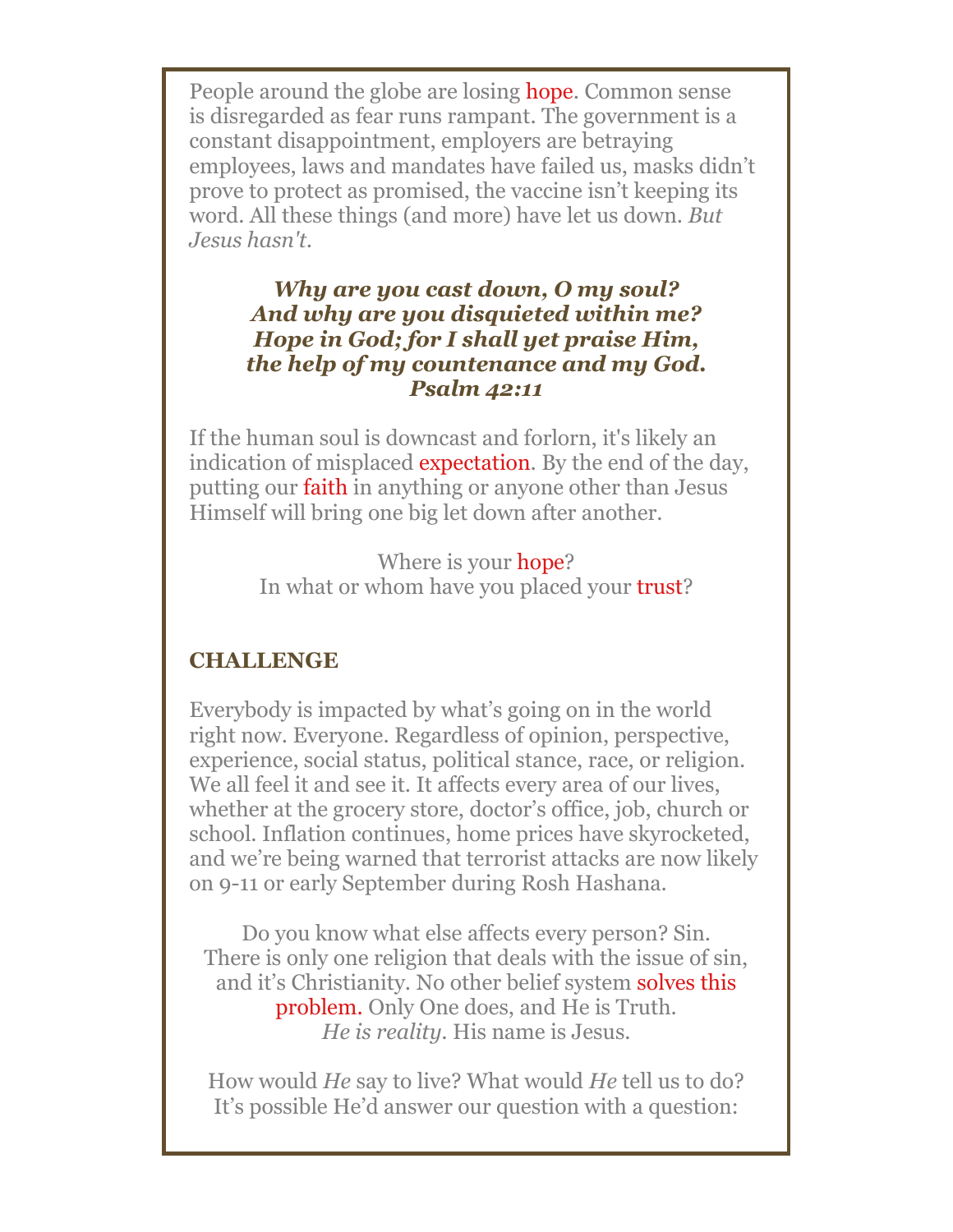People around the globe are losing hope. Common sense is disregarded as fear runs rampant. The government is a constant disappointment, employers are betraying employees, laws and mandates have failed us, masks didn't prove to protect as promised, the vaccine isn't keeping its word. All these things (and more) have let us down. *But Jesus hasn't*.

***Why are you cast down, O my soul?***
***And why are you disquieted within me?***
***Hope in God; for I shall yet praise Him,***
***the help of my countenance and my God.***
***Psalm 42:11***

If the human soul is downcast and forlorn, it's likely an indication of misplaced expectation. By the end of the day, putting our faith in anything or anyone other than Jesus Himself will bring one big let down after another.

Where is your hope?
In what or whom have you placed your trust?

## CHALLENGE

Everybody is impacted by what's going on in the world right now. Everyone. Regardless of opinion, perspective, experience, social status, political stance, race, or religion. We all feel it and see it. It affects every area of our lives, whether at the grocery store, doctor's office, job, church or school. Inflation continues, home prices have skyrocketed, and we're being warned that terrorist attacks are now likely on 9-11 or early September during Rosh Hashana.

Do you know what else affects every person? Sin. There is only one religion that deals with the issue of sin, and it's Christianity. No other belief system solves this problem. Only One does, and He is Truth. *He is reality*. His name is Jesus.

How would *He* say to live? What would *He* tell us to do? It's possible He'd answer our question with a question: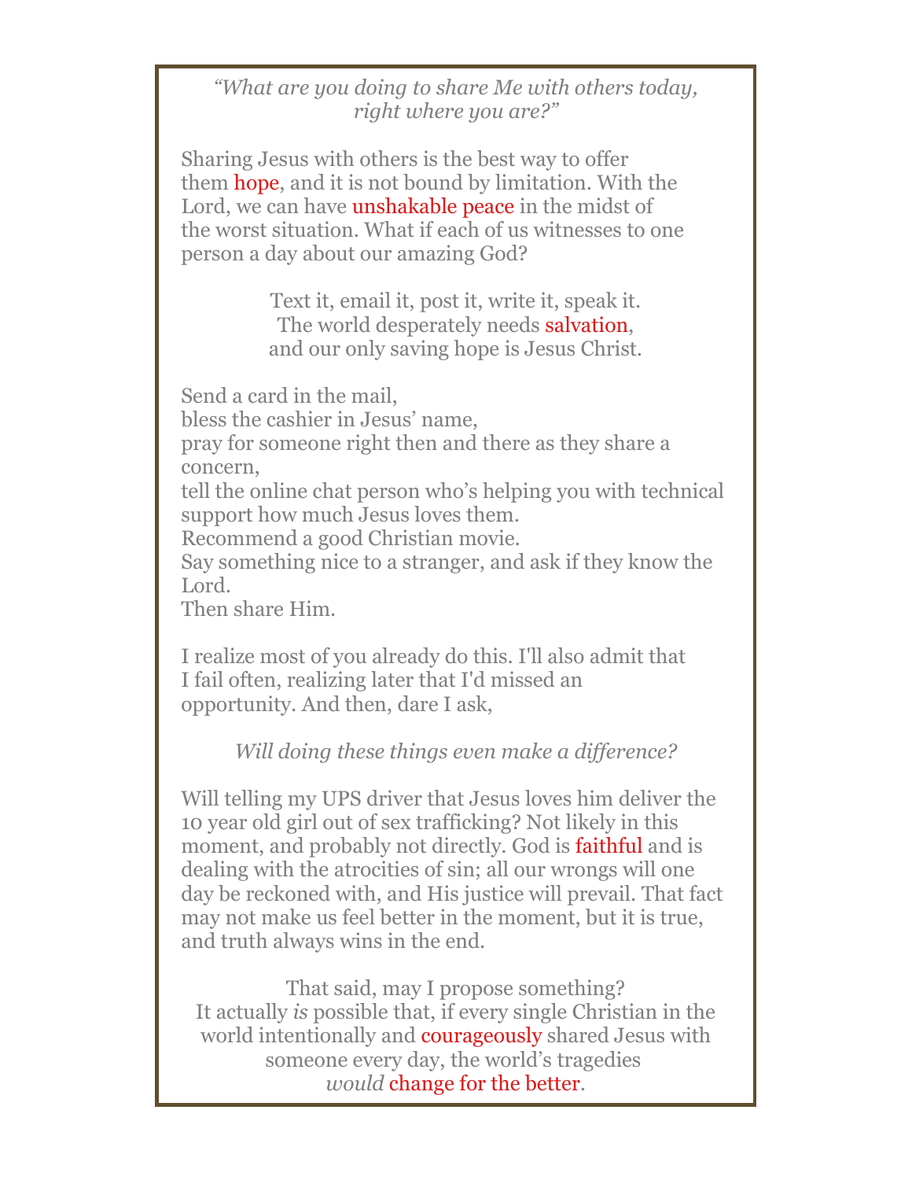*"What are you doing to share Me with others today, right where you are?"*

Sharing Jesus with others is the best way to offer them hope, and it is not bound by limitation. With the Lord, we can have unshakable peace in the midst of the worst situation. What if each of us witnesses to one person a day about our amazing God?

Text it, email it, post it, write it, speak it.
The world desperately needs salvation,
and our only saving hope is Jesus Christ.

Send a card in the mail,
bless the cashier in Jesus' name,
pray for someone right then and there as they share a concern,
tell the online chat person who's helping you with technical support how much Jesus loves them.
Recommend a good Christian movie.
Say something nice to a stranger, and ask if they know the Lord.
Then share Him.

I realize most of you already do this. I'll also admit that I fail often, realizing later that I'd missed an opportunity. And then, dare I ask,

*Will doing these things even make a difference?*

Will telling my UPS driver that Jesus loves him deliver the 10 year old girl out of sex trafficking? Not likely in this moment, and probably not directly. God is faithful and is dealing with the atrocities of sin; all our wrongs will one day be reckoned with, and His justice will prevail. That fact may not make us feel better in the moment, but it is true, and truth always wins in the end.

That said, may I propose something?
It actually *is* possible that, if every single Christian in the world intentionally and courageously shared Jesus with someone every day, the world's tragedies *would* change for the better.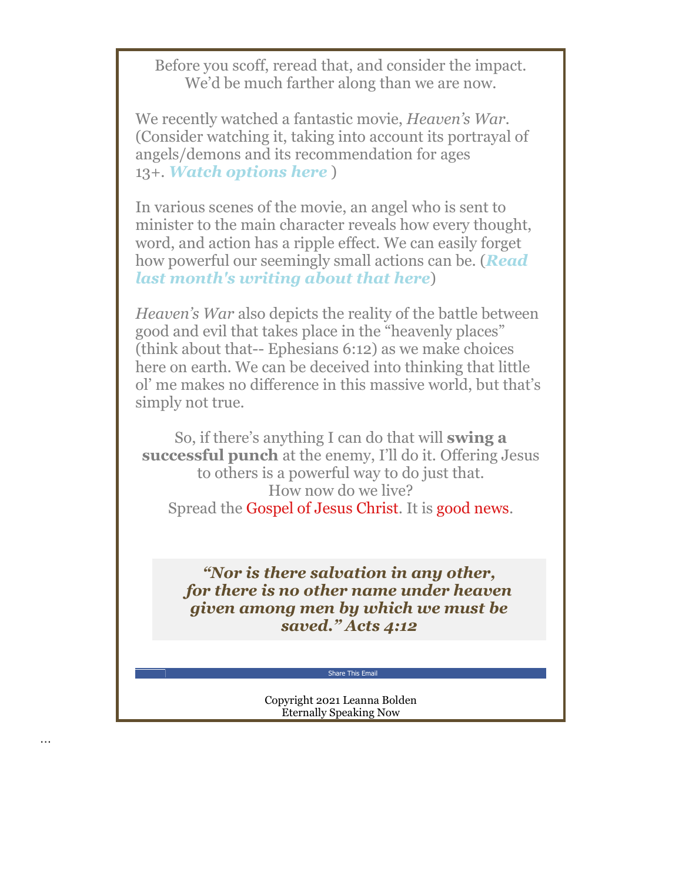Before you scoff, reread that, and consider the impact. We'd be much farther along than we are now.

We recently watched a fantastic movie, *Heaven's War*. (Consider watching it, taking into account its portrayal of angels/demons and its recommendation for ages 13+. ***Watch options here*** )

In various scenes of the movie, an angel who is sent to minister to the main character reveals how every thought, word, and action has a ripple effect. We can easily forget how powerful our seemingly small actions can be. (***Read last month's writing about that here***)

*Heaven's War* also depicts the reality of the battle between good and evil that takes place in the "heavenly places" (think about that-- Ephesians 6:12) as we make choices here on earth. We can be deceived into thinking that little ol' me makes no difference in this massive world, but that's simply not true.

So, if there's anything I can do that will **swing a successful punch** at the enemy, I'll do it. Offering Jesus to others is a powerful way to do just that.
How now do we live?
Spread the Gospel of Jesus Christ. It is good news.

> ***"Nor is there salvation in any other, for there is no other name under heaven given among men by which we must be saved." Acts 4:12***

Share This Email

Copyright 2021 Leanna Bolden
Eternally Speaking Now

...